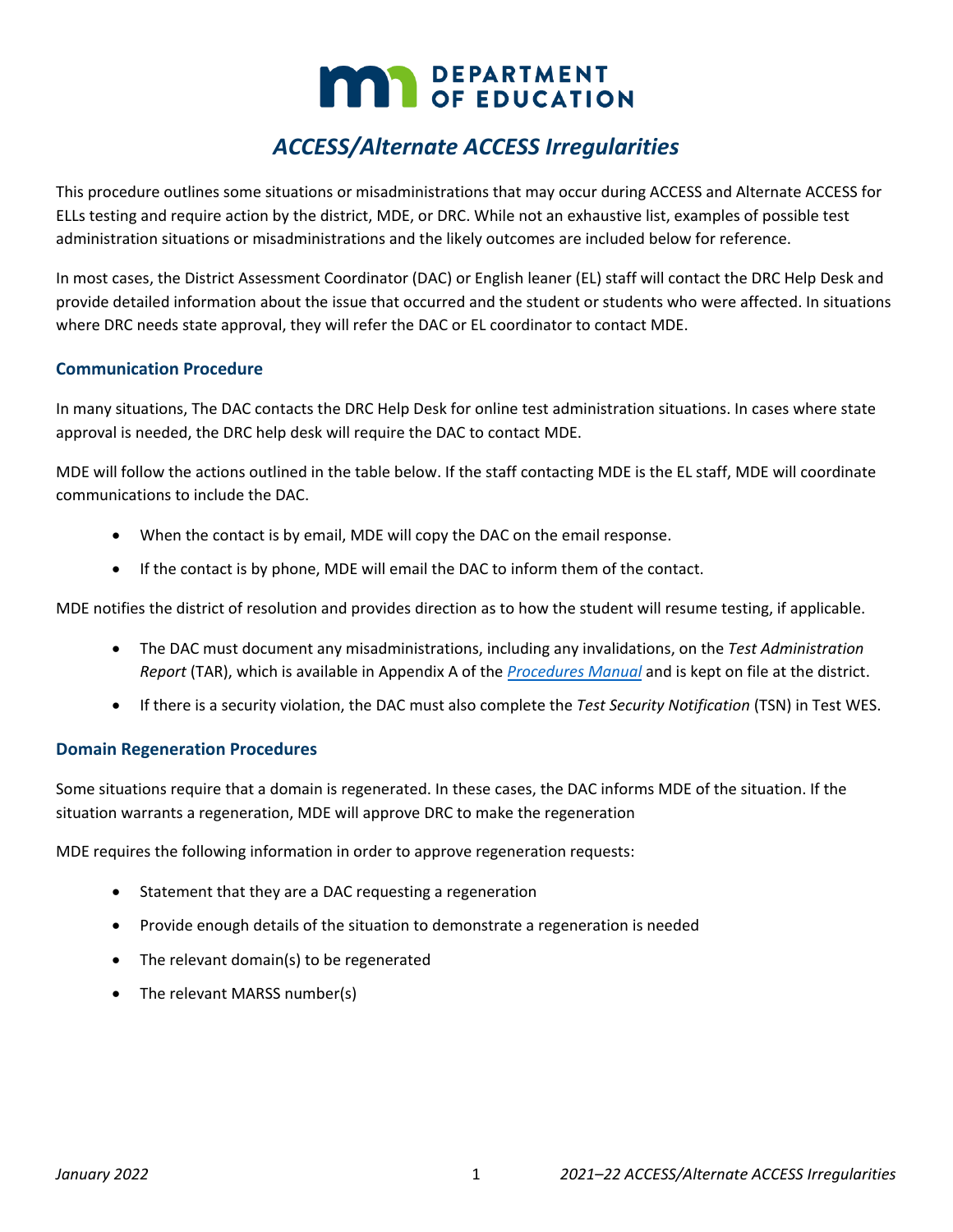# ACCESS/Alternate ACCESS Irregularities

This procedure outlines some situations or misadministrations that may occur during ACCESS and Alternate ACCESS for ELLs testing and require action by the district, MDE, or DRC. While not an exhaustive list, examples of possible test administration situations or misadministrations and the likely outcomes are included below for reference.

In most cases, the District Assessment Coordinator (DAC) or English leaner (EL) staff will contact the DRC Help Desk and provide detailed information about the issue that occurred and the student or students who were affected. In situations where DRC needs state approval, they will refer the DAC or EL coordinator to contact MDE.

## Communication Procedure

In many situations, The DAC contacts the DRC Help Desk for online test administration situations. In cases where state approval is needed, the DRC help desk will require the DAC to contact MDE.

MDE will follow the actions outlined in the table below. If the staff contacting MDE is the EL staff, MDE will coordinate communications to include the DAC.

- When the contact is by email, MDE will copy the DAC on the email response.
- If the contact is by phone, MDE will email the DAC to inform them of the contact.

MDE notifies the district of resolution and provides direction as to how the student will resume testing, if applicable.

- The DAC must document any misadministrations, including any invalidations, on the *Test Administration Report* (TAR), which is available in Appendix A of the *Procedures Manual* and is kept on file at the district.
- If there is a security violation, the DAC must also complete the *Test Security Notification* (TSN) in Test WES.

## Domain Regeneration Procedures

Some situations require that a domain is regenerated. In these cases, the DAC informs MDE of the situation. If the situation warrants a regeneration, MDE will approve DRC to make the regeneration

MDE requires the following information in order to approve regeneration requests:

- Statement that they are a DAC requesting a regeneration
- Provide enough details of the situation to demonstrate a regeneration is needed
- The relevant domain(s) to be regenerated
- The relevant MARSS number(s)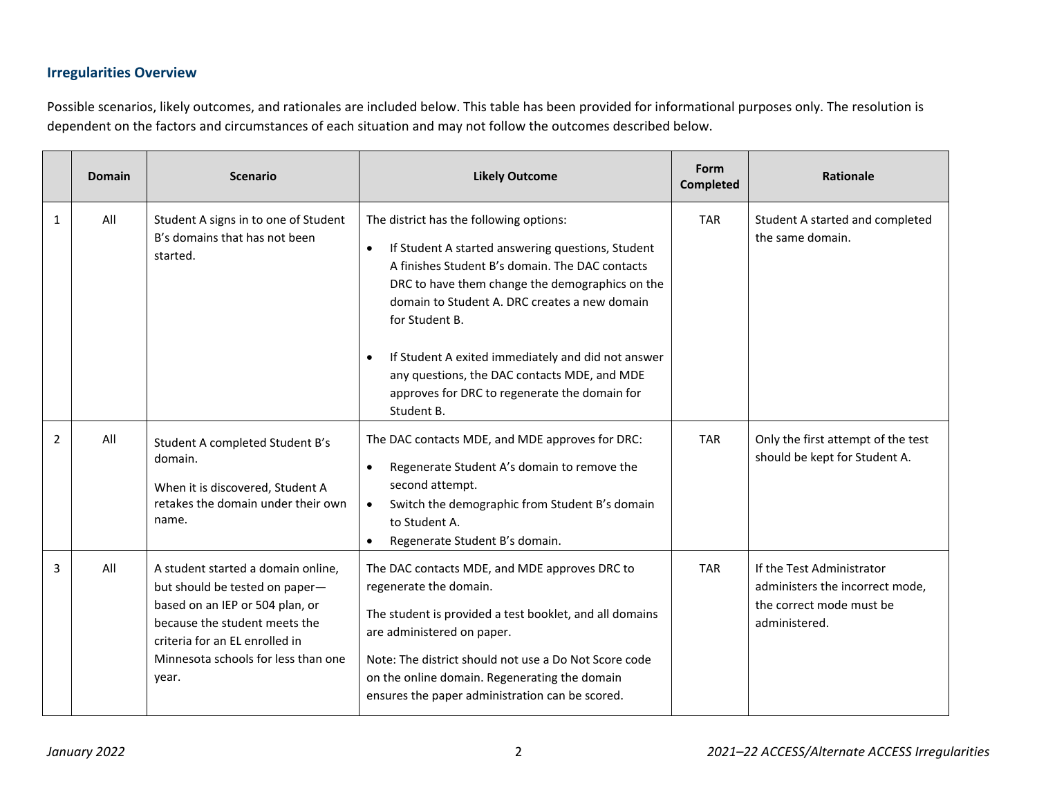### Irregularities Overview

Possible scenarios, likely outcomes, and rationales are included below. This table has been provided for informational purposes only. The resolution is dependent on the factors and circumstances of each situation and may not follow the outcomes described below.

| | Domain | Scenario | Likely Outcome | Form Completed | Rationale |
|---|---|---|---|---|---|
| 1 | All | Student A signs in to one of Student B's domains that has not been started. | The district has the following options:<br>• If Student A started answering questions, Student A finishes Student B's domain. The DAC contacts DRC to have them change the demographics on the domain to Student A. DRC creates a new domain for Student B.<br>• If Student A exited immediately and did not answer any questions, the DAC contacts MDE, and MDE approves for DRC to regenerate the domain for Student B. | TAR | Student A started and completed the same domain. |
| 2 | All | Student A completed Student B's domain.<br>When it is discovered, Student A retakes the domain under their own name. | The DAC contacts MDE, and MDE approves for DRC:<br>• Regenerate Student A's domain to remove the second attempt.<br>• Switch the demographic from Student B's domain to Student A.<br>• Regenerate Student B's domain. | TAR | Only the first attempt of the test should be kept for Student A. |
| 3 | All | A student started a domain online, but should be tested on paper—based on an IEP or 504 plan, or because the student meets the criteria for an EL enrolled in Minnesota schools for less than one year. | The DAC contacts MDE, and MDE approves DRC to regenerate the domain.<br>The student is provided a test booklet, and all domains are administered on paper.<br>Note: The district should not use a Do Not Score code on the online domain. Regenerating the domain ensures the paper administration can be scored. | TAR | If the Test Administrator administers the incorrect mode, the correct mode must be administered. |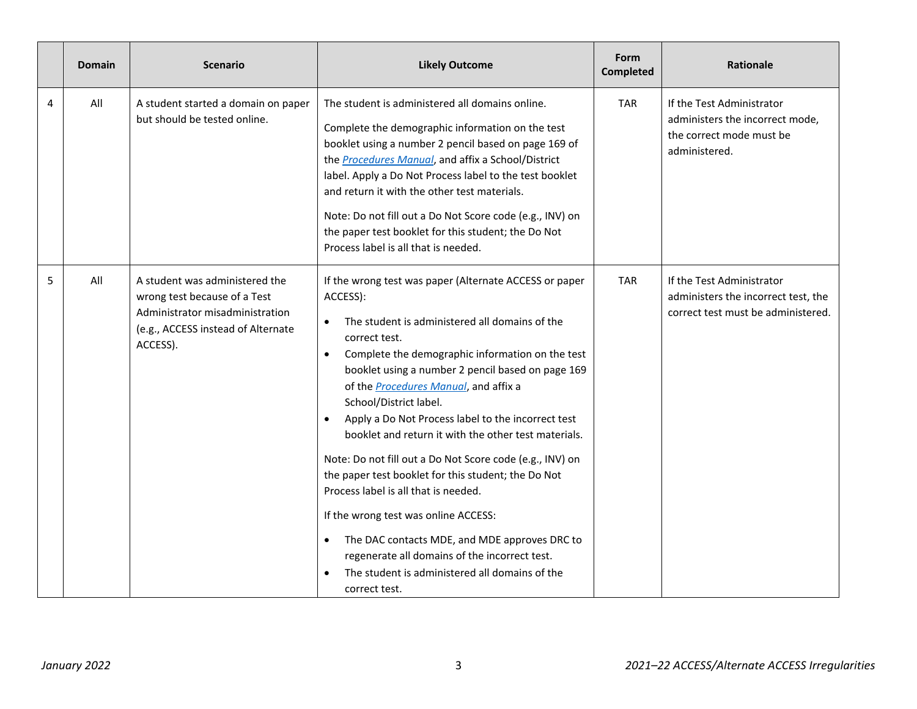| | Domain | Scenario | Likely Outcome | Form Completed | Rationale |
|---|---|---|---|---|---|
| 4 | All | A student started a domain on paper but should be tested online. | The student is administered all domains online.<br><br>Complete the demographic information on the test booklet using a number 2 pencil based on page 169 of the *Procedures Manual*, and affix a School/District label. Apply a Do Not Process label to the test booklet and return it with the other test materials.<br><br>Note: Do not fill out a Do Not Score code (e.g., INV) on the paper test booklet for this student; the Do Not Process label is all that is needed. | TAR | If the Test Administrator administers the incorrect mode, the correct mode must be administered. |
| 5 | All | A student was administered the wrong test because of a Test Administrator misadministration (e.g., ACCESS instead of Alternate ACCESS). | If the wrong test was paper (Alternate ACCESS or paper ACCESS):<br><br>• The student is administered all domains of the correct test.<br>• Complete the demographic information on the test booklet using a number 2 pencil based on page 169 of the *Procedures Manual*, and affix a School/District label.<br>• Apply a Do Not Process label to the incorrect test booklet and return it with the other test materials.<br><br>Note: Do not fill out a Do Not Score code (e.g., INV) on the paper test booklet for this student; the Do Not Process label is all that is needed.<br><br>If the wrong test was online ACCESS:<br><br>• The DAC contacts MDE, and MDE approves DRC to regenerate all domains of the incorrect test.<br>• The student is administered all domains of the correct test. | TAR | If the Test Administrator administers the incorrect test, the correct test must be administered. |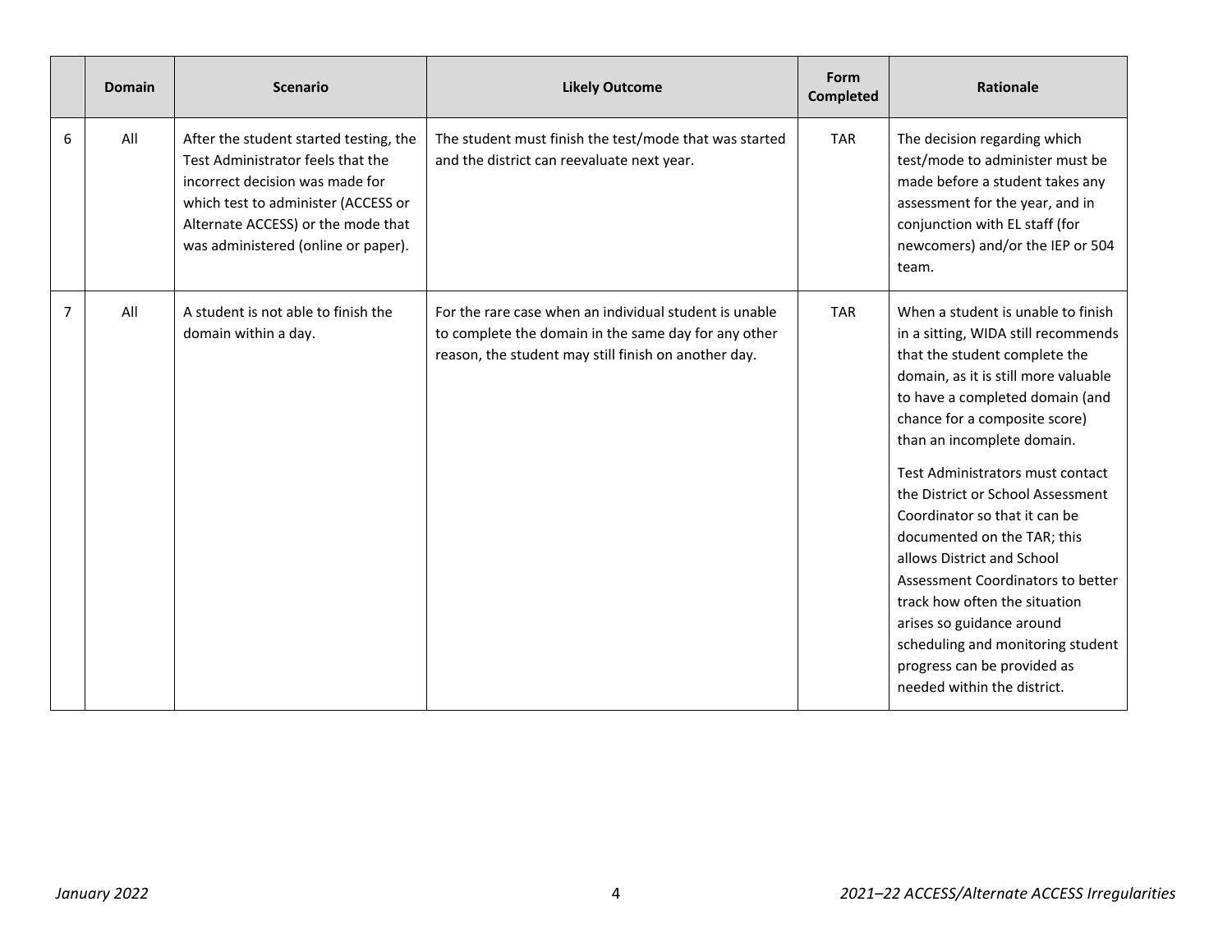| | Domain | Scenario | Likely Outcome | Form Completed | Rationale |
|---|---|---|---|---|---|
| 6 | All | After the student started testing, the Test Administrator feels that the incorrect decision was made for which test to administer (ACCESS or Alternate ACCESS) or the mode that was administered (online or paper). | The student must finish the test/mode that was started and the district can reevaluate next year. | TAR | The decision regarding which test/mode to administer must be made before a student takes any assessment for the year, and in conjunction with EL staff (for newcomers) and/or the IEP or 504 team. |
| 7 | All | A student is not able to finish the domain within a day. | For the rare case when an individual student is unable to complete the domain in the same day for any other reason, the student may still finish on another day. | TAR | When a student is unable to finish in a sitting, WIDA still recommends that the student complete the domain, as it is still more valuable to have a completed domain (and chance for a composite score) than an incomplete domain.<br><br>Test Administrators must contact the District or School Assessment Coordinator so that it can be documented on the TAR; this allows District and School Assessment Coordinators to better track how often the situation arises so guidance around scheduling and monitoring student progress can be provided as needed within the district. |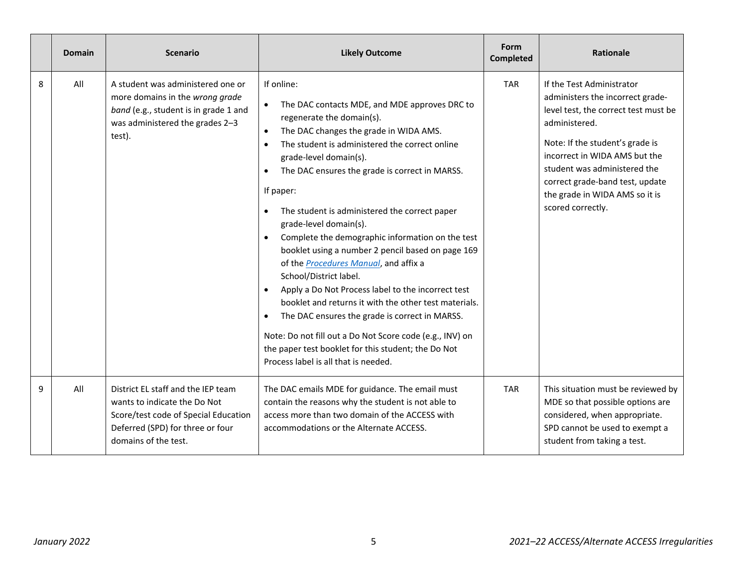| | Domain | Scenario | Likely Outcome | Form Completed | Rationale |
|---|---|---|---|---|---|
| 8 | All | A student was administered one or more domains in the *wrong grade band* (e.g., student is in grade 1 and was administered the grades 2–3 test). | If online:<br>• The DAC contacts MDE, and MDE approves DRC to regenerate the domain(s).<br>• The DAC changes the grade in WIDA AMS.<br>• The student is administered the correct online grade-level domain(s).<br>• The DAC ensures the grade is correct in MARSS.<br>If paper:<br>• The student is administered the correct paper grade-level domain(s).<br>• Complete the demographic information on the test booklet using a number 2 pencil based on page 169 of the *Procedures Manual*, and affix a School/District label.<br>• Apply a Do Not Process label to the incorrect test booklet and returns it with the other test materials.<br>• The DAC ensures the grade is correct in MARSS.<br>Note: Do not fill out a Do Not Score code (e.g., INV) on the paper test booklet for this student; the Do Not Process label is all that is needed. | TAR | If the Test Administrator administers the incorrect grade-level test, the correct test must be administered.<br>Note: If the student's grade is incorrect in WIDA AMS but the student was administered the correct grade-band test, update the grade in WIDA AMS so it is scored correctly. |
| 9 | All | District EL staff and the IEP team wants to indicate the Do Not Score/test code of Special Education Deferred (SPD) for three or four domains of the test. | The DAC emails MDE for guidance. The email must contain the reasons why the student is not able to access more than two domain of the ACCESS with accommodations or the Alternate ACCESS. | TAR | This situation must be reviewed by MDE so that possible options are considered, when appropriate. SPD cannot be used to exempt a student from taking a test. |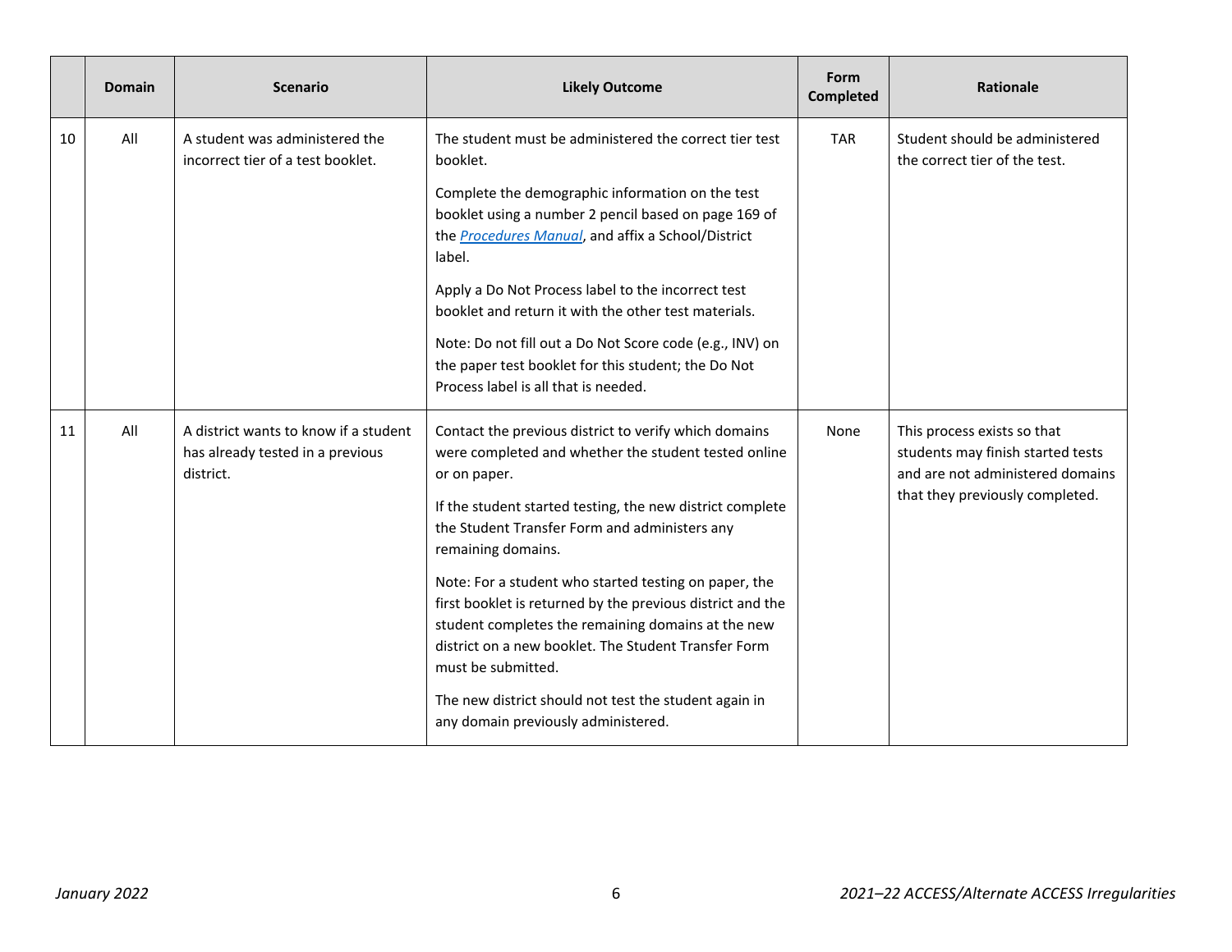| | Domain | Scenario | Likely Outcome | Form Completed | Rationale |
|---|---|---|---|---|---|
| 10 | All | A student was administered the incorrect tier of a test booklet. | The student must be administered the correct tier test booklet.<br><br>Complete the demographic information on the test booklet using a number 2 pencil based on page 169 of the *Procedures Manual*, and affix a School/District label.<br><br>Apply a Do Not Process label to the incorrect test booklet and return it with the other test materials.<br><br>Note: Do not fill out a Do Not Score code (e.g., INV) on the paper test booklet for this student; the Do Not Process label is all that is needed. | TAR | Student should be administered the correct tier of the test. |
| 11 | All | A district wants to know if a student has already tested in a previous district. | Contact the previous district to verify which domains were completed and whether the student tested online or on paper.<br><br>If the student started testing, the new district complete the Student Transfer Form and administers any remaining domains.<br><br>Note: For a student who started testing on paper, the first booklet is returned by the previous district and the student completes the remaining domains at the new district on a new booklet. The Student Transfer Form must be submitted.<br><br>The new district should not test the student again in any domain previously administered. | None | This process exists so that students may finish started tests and are not administered domains that they previously completed. |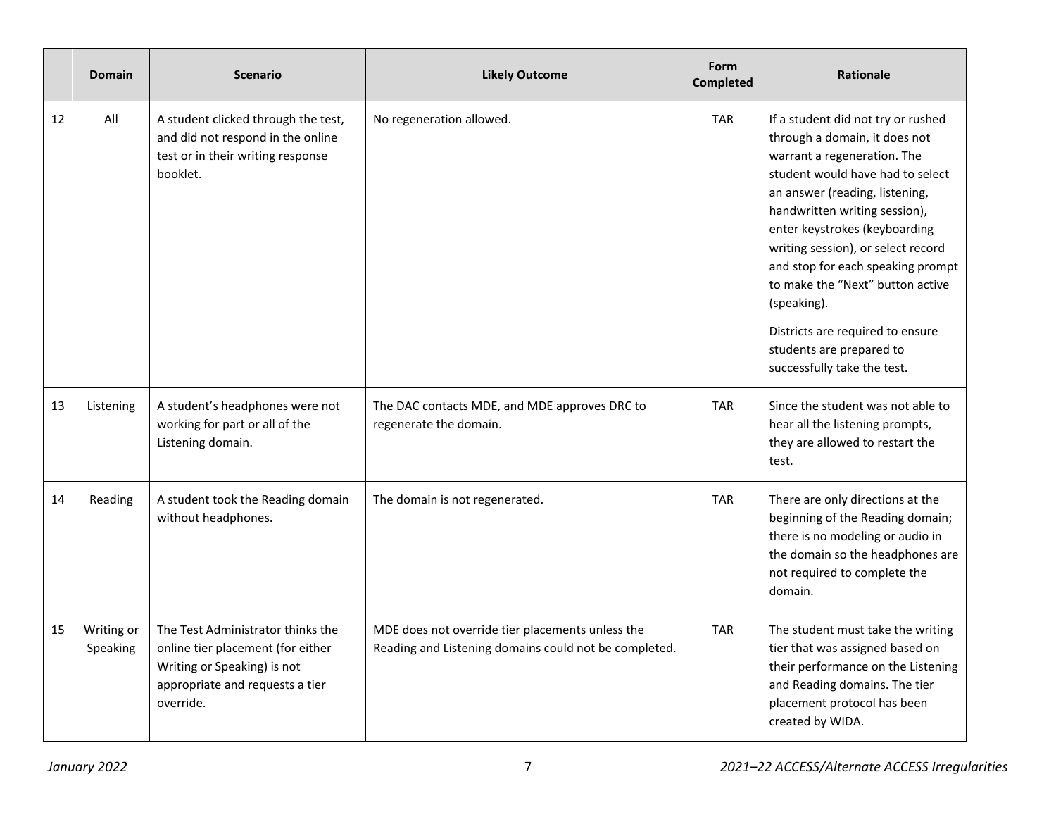| | Domain | Scenario | Likely Outcome | Form Completed | Rationale |
|---|---|---|---|---|---|
| 12 | All | A student clicked through the test, and did not respond in the online test or in their writing response booklet. | No regeneration allowed. | TAR | If a student did not try or rushed through a domain, it does not warrant a regeneration. The student would have had to select an answer (reading, listening, handwritten writing session), enter keystrokes (keyboarding writing session), or select record and stop for each speaking prompt to make the "Next" button active (speaking).<br><br>Districts are required to ensure students are prepared to successfully take the test. |
| 13 | Listening | A student's headphones were not working for part or all of the Listening domain. | The DAC contacts MDE, and MDE approves DRC to regenerate the domain. | TAR | Since the student was not able to hear all the listening prompts, they are allowed to restart the test. |
| 14 | Reading | A student took the Reading domain without headphones. | The domain is not regenerated. | TAR | There are only directions at the beginning of the Reading domain; there is no modeling or audio in the domain so the headphones are not required to complete the domain. |
| 15 | Writing or Speaking | The Test Administrator thinks the online tier placement (for either Writing or Speaking) is not appropriate and requests a tier override. | MDE does not override tier placements unless the Reading and Listening domains could not be completed. | TAR | The student must take the writing tier that was assigned based on their performance on the Listening and Reading domains. The tier placement protocol has been created by WIDA. |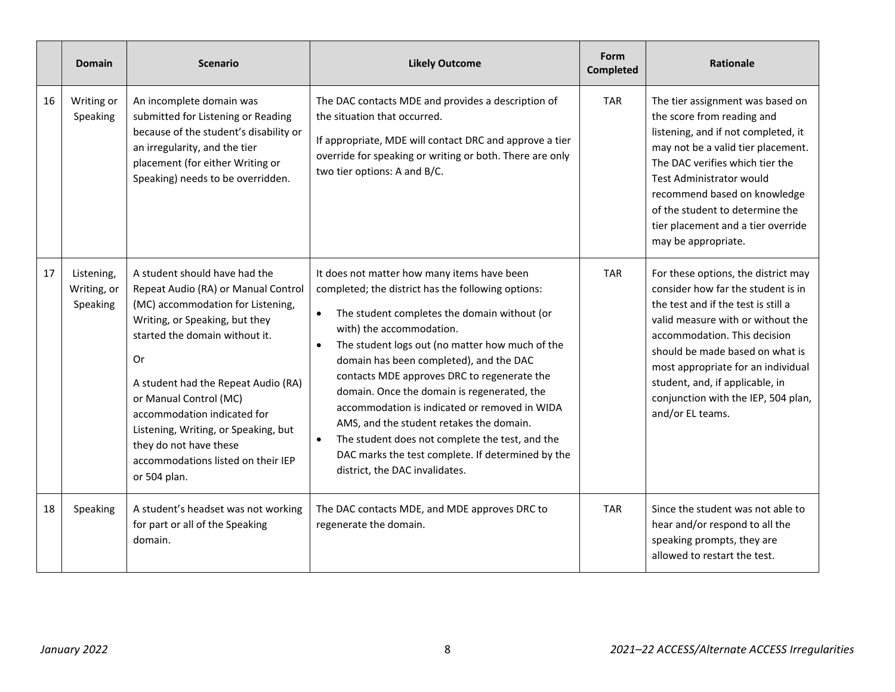| | Domain | Scenario | Likely Outcome | Form Completed | Rationale |
|---|---|---|---|---|---|
| 16 | Writing or Speaking | An incomplete domain was submitted for Listening or Reading because of the student's disability or an irregularity, and the tier placement (for either Writing or Speaking) needs to be overridden. | The DAC contacts MDE and provides a description of the situation that occurred.<br><br>If appropriate, MDE will contact DRC and approve a tier override for speaking or writing or both. There are only two tier options: A and B/C. | TAR | The tier assignment was based on the score from reading and listening, and if not completed, it may not be a valid tier placement. The DAC verifies which tier the Test Administrator would recommend based on knowledge of the student to determine the tier placement and a tier override may be appropriate. |
| 17 | Listening, Writing, or Speaking | A student should have had the Repeat Audio (RA) or Manual Control (MC) accommodation for Listening, Writing, or Speaking, but they started the domain without it.<br><br>Or<br><br>A student had the Repeat Audio (RA) or Manual Control (MC) accommodation indicated for Listening, Writing, or Speaking, but they do not have these accommodations listed on their IEP or 504 plan. | It does not matter how many items have been completed; the district has the following options:<br><br>• The student completes the domain without (or with) the accommodation.<br>• The student logs out (no matter how much of the domain has been completed), and the DAC contacts MDE approves DRC to regenerate the domain. Once the domain is regenerated, the accommodation is indicated or removed in WIDA AMS, and the student retakes the domain.<br>• The student does not complete the test, and the DAC marks the test complete. If determined by the district, the DAC invalidates. | TAR | For these options, the district may consider how far the student is in the test and if the test is still a valid measure with or without the accommodation. This decision should be made based on what is most appropriate for an individual student, and, if applicable, in conjunction with the IEP, 504 plan, and/or EL teams. |
| 18 | Speaking | A student's headset was not working for part or all of the Speaking domain. | The DAC contacts MDE, and MDE approves DRC to regenerate the domain. | TAR | Since the student was not able to hear and/or respond to all the speaking prompts, they are allowed to restart the test. |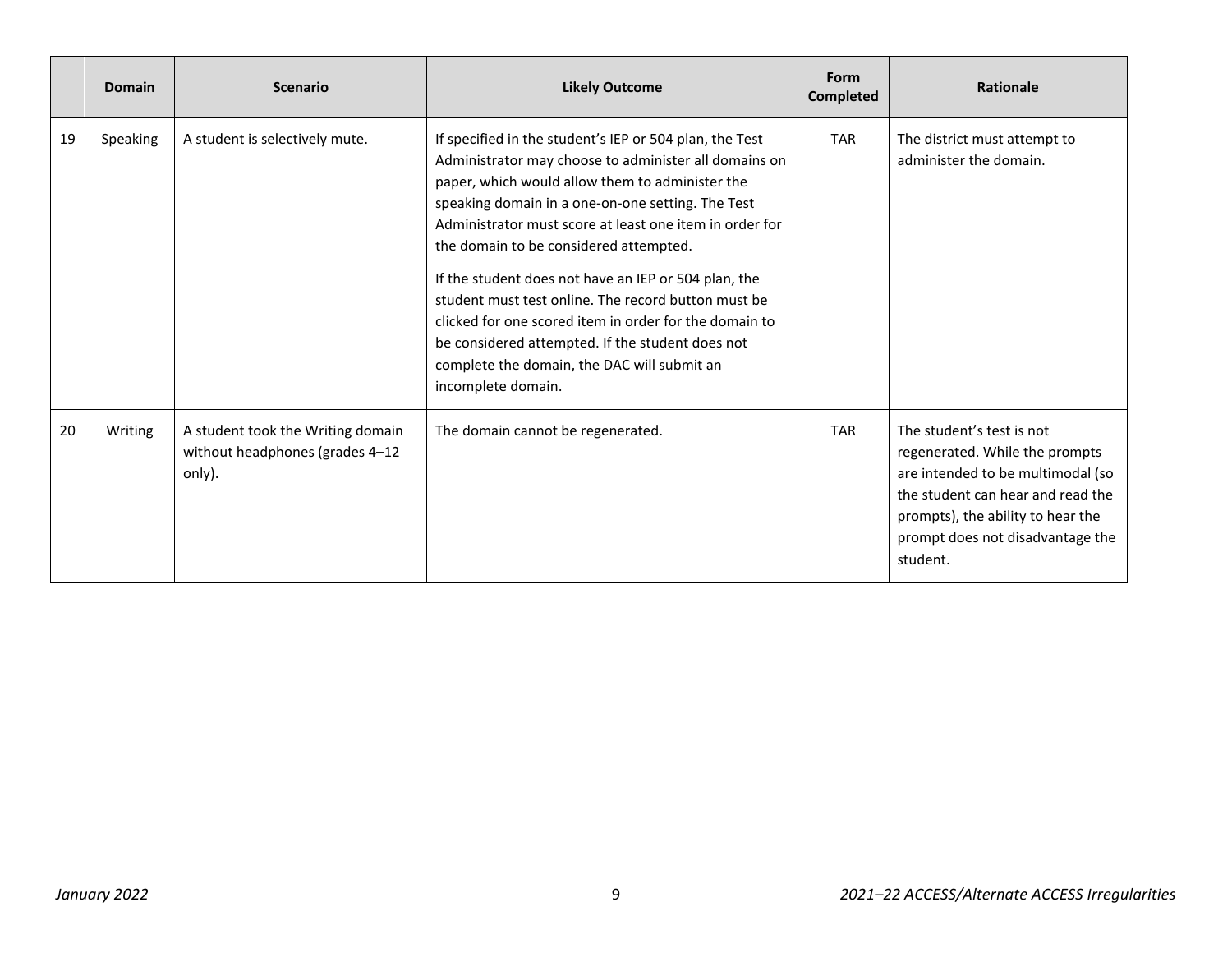| | Domain | Scenario | Likely Outcome | Form Completed | Rationale |
|---|---|---|---|---|---|
| 19 | Speaking | A student is selectively mute. | If specified in the student's IEP or 504 plan, the Test Administrator may choose to administer all domains on paper, which would allow them to administer the speaking domain in a one-on-one setting. The Test Administrator must score at least one item in order for the domain to be considered attempted.<br><br>If the student does not have an IEP or 504 plan, the student must test online. The record button must be clicked for one scored item in order for the domain to be considered attempted. If the student does not complete the domain, the DAC will submit an incomplete domain. | TAR | The district must attempt to administer the domain. |
| 20 | Writing | A student took the Writing domain without headphones (grades 4–12 only). | The domain cannot be regenerated. | TAR | The student's test is not regenerated. While the prompts are intended to be multimodal (so the student can hear and read the prompts), the ability to hear the prompt does not disadvantage the student. |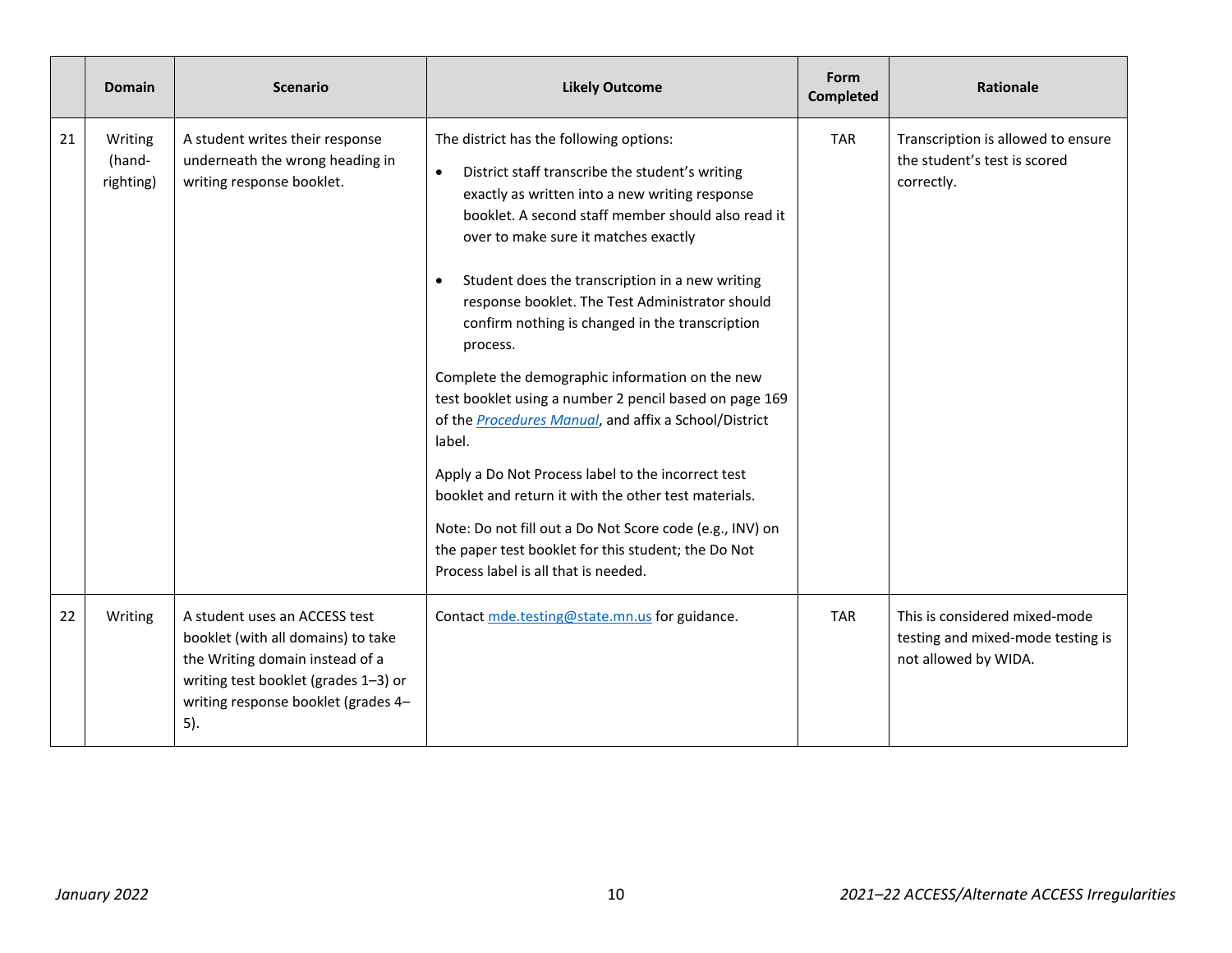| | Domain | Scenario | Likely Outcome | Form Completed | Rationale |
|---|---|---|---|---|---|
| 21 | Writing (hand-righting) | A student writes their response underneath the wrong heading in writing response booklet. | The district has the following options:<br>• District staff transcribe the student's writing exactly as written into a new writing response booklet. A second staff member should also read it over to make sure it matches exactly<br>• Student does the transcription in a new writing response booklet. The Test Administrator should confirm nothing is changed in the transcription process.<br>Complete the demographic information on the new test booklet using a number 2 pencil based on page 169 of the *Procedures Manual*, and affix a School/District label.<br>Apply a Do Not Process label to the incorrect test booklet and return it with the other test materials.<br>Note: Do not fill out a Do Not Score code (e.g., INV) on the paper test booklet for this student; the Do Not Process label is all that is needed. | TAR | Transcription is allowed to ensure the student's test is scored correctly. |
| 22 | Writing | A student uses an ACCESS test booklet (with all domains) to take the Writing domain instead of a writing test booklet (grades 1–3) or writing response booklet (grades 4–5). | Contact mde.testing@state.mn.us for guidance. | TAR | This is considered mixed-mode testing and mixed-mode testing is not allowed by WIDA. |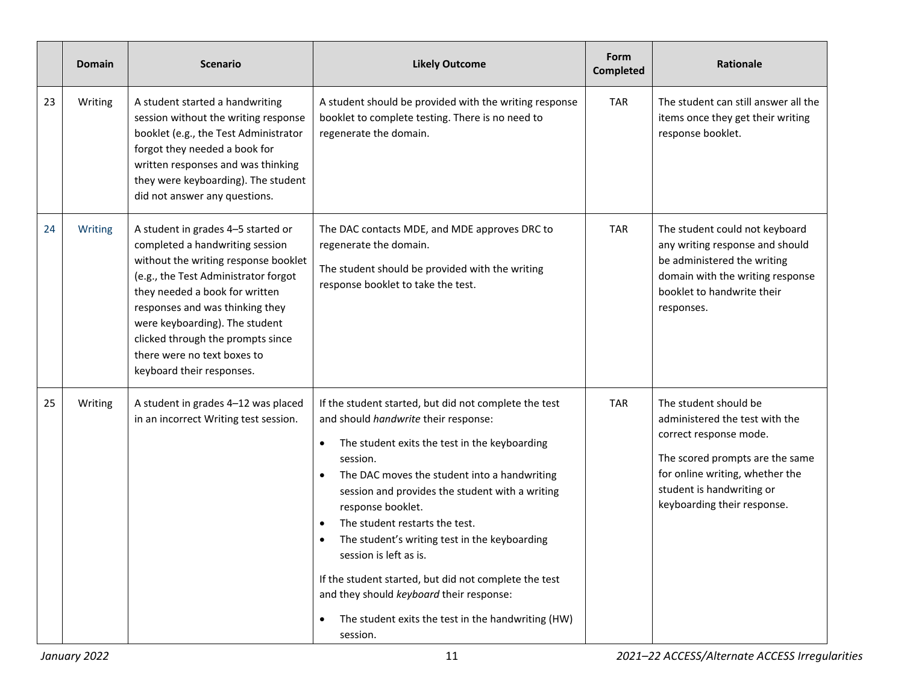| | Domain | Scenario | Likely Outcome | Form Completed | Rationale |
|---|---|---|---|---|---|
| 23 | Writing | A student started a handwriting session without the writing response booklet (e.g., the Test Administrator forgot they needed a book for written responses and was thinking they were keyboarding). The student did not answer any questions. | A student should be provided with the writing response booklet to complete testing. There is no need to regenerate the domain. | TAR | The student can still answer all the items once they get their writing response booklet. |
| 24 | Writing | A student in grades 4–5 started or completed a handwriting session without the writing response booklet (e.g., the Test Administrator forgot they needed a book for written responses and was thinking they were keyboarding). The student clicked through the prompts since there were no text boxes to keyboard their responses. | The DAC contacts MDE, and MDE approves DRC to regenerate the domain.<br><br>The student should be provided with the writing response booklet to take the test. | TAR | The student could not keyboard any writing response and should be administered the writing domain with the writing response booklet to handwrite their responses. |
| 25 | Writing | A student in grades 4–12 was placed in an incorrect Writing test session. | If the student started, but did not complete the test and should *handwrite* their response:<br><br>• The student exits the test in the keyboarding session.<br>• The DAC moves the student into a handwriting session and provides the student with a writing response booklet.<br>• The student restarts the test.<br>• The student's writing test in the keyboarding session is left as is.<br><br>If the student started, but did not complete the test and they should *keyboard* their response:<br><br>• The student exits the test in the handwriting (HW) session. | TAR | The student should be administered the test with the correct response mode.<br><br>The scored prompts are the same for online writing, whether the student is handwriting or keyboarding their response. |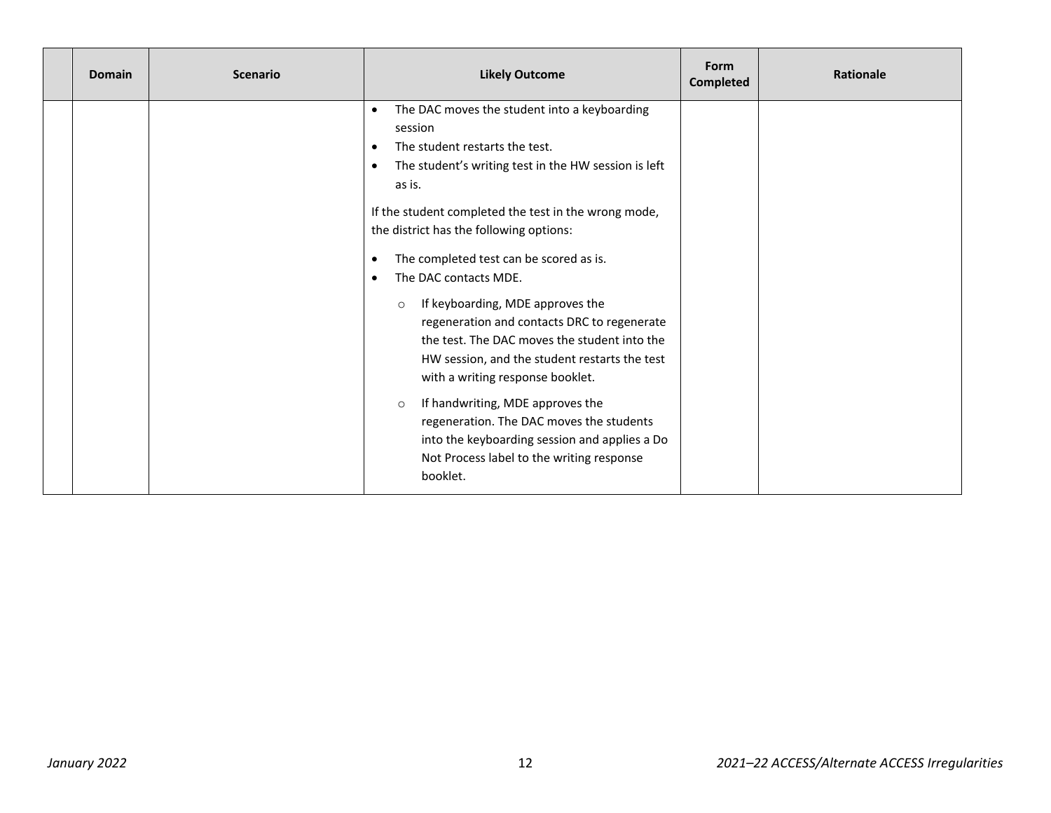| | Domain | Scenario | Likely Outcome | Form Completed | Rationale |
|---|---|---|---|---|---|
| | | | • The DAC moves the student into a keyboarding session<br>• The student restarts the test.<br>• The student's writing test in the HW session is left as is.<br><br>If the student completed the test in the wrong mode, the district has the following options:<br><br>• The completed test can be scored as is.<br>• The DAC contacts MDE.<br>  ○ If keyboarding, MDE approves the regeneration and contacts DRC to regenerate the test. The DAC moves the student into the HW session, and the student restarts the test with a writing response booklet.<br>  ○ If handwriting, MDE approves the regeneration. The DAC moves the students into the keyboarding session and applies a Do Not Process label to the writing response booklet. | | |